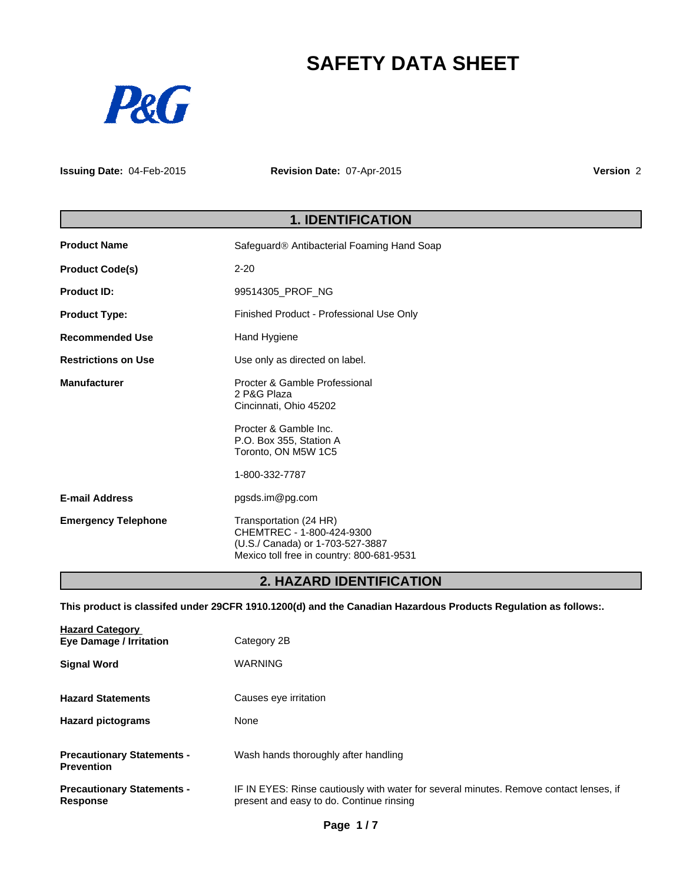# SAFETY DATA SHEET

P&G

**Issuing Date:** 04-Feb-2015 **Revision Date:** 07-Apr-2015 **Version** 2

## 1. IDENTIFICATION

| | |
|---|---|
| **Product Name** | Safeguard® Antibacterial Foaming Hand Soap |
| **Product Code(s)** | 2-20 |
| **Product ID:** | 99514305_PROF_NG |
| **Product Type:** | Finished Product - Professional Use Only |
| **Recommended Use** | Hand Hygiene |
| **Restrictions on Use** | Use only as directed on label. |
| **Manufacturer** | Procter & Gamble Professional<br>2 P&G Plaza<br>Cincinnati, Ohio 45202<br><br>Procter & Gamble Inc.<br>P.O. Box 355, Station A<br>Toronto, ON M5W 1C5<br><br>1-800-332-7787 |
| **E-mail Address** | pgsds.im@pg.com |
| **Emergency Telephone** | Transportation (24 HR)<br>CHEMTREC - 1-800-424-9300<br>(U.S./ Canada) or 1-703-527-3887<br>Mexico toll free in country: 800-681-9531 |

## 2. HAZARD IDENTIFICATION

**This product is classifed under 29CFR 1910.1200(d) and the Canadian Hazardous Products Regulation as follows:.**

| | |
|---|---|
| **Hazard Category**<br>**Eye Damage / Irritation** | Category 2B |
| **Signal Word** | WARNING |
| **Hazard Statements** | Causes eye irritation |
| **Hazard pictograms** | None |
| **Precautionary Statements - Prevention** | Wash hands thoroughly after handling |
| **Precautionary Statements - Response** | IF IN EYES: Rinse cautiously with water for several minutes. Remove contact lenses, if present and easy to do. Continue rinsing |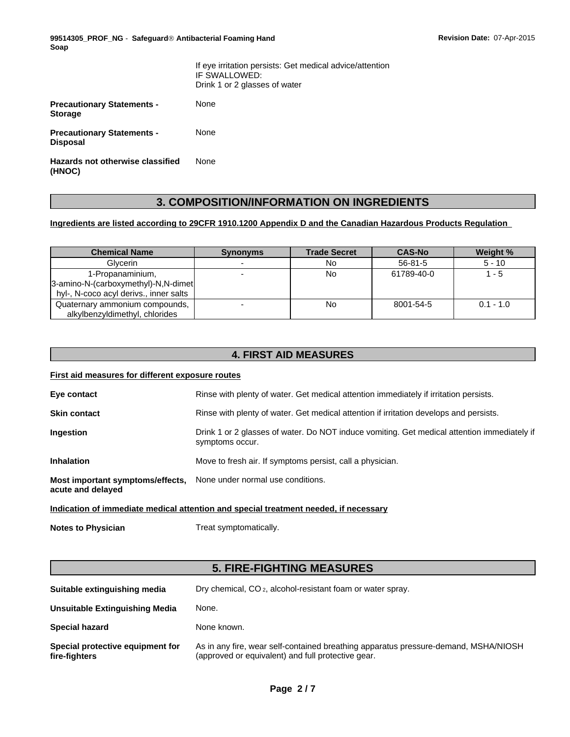If eye irritation persists: Get medical advice/attention
IF SWALLOWED:
Drink 1 or 2 glasses of water

**Precautionary Statements - Storage** None

**Precautionary Statements - Disposal** None

**Hazards not otherwise classified (HNOC)** None

## 3. COMPOSITION/INFORMATION ON INGREDIENTS

**Ingredients are listed according to 29CFR 1910.1200 Appendix D and the Canadian Hazardous Products Regulation**

| Chemical Name | Synonyms | Trade Secret | CAS-No | Weight % |
|---|---|---|---|---|
| Glycerin | - | No | 56-81-5 | 5 - 10 |
| 1-Propanaminium, 3-amino-N-(carboxymethyl)-N,N-dimethyl-, N-coco acyl derivs., inner salts | - | No | 61789-40-0 | 1 - 5 |
| Quaternary ammonium compounds, alkylbenzyldimethyl, chlorides | - | No | 8001-54-5 | 0.1 - 1.0 |

## 4. FIRST AID MEASURES

**First aid measures for different exposure routes**

**Eye contact** Rinse with plenty of water. Get medical attention immediately if irritation persists.

**Skin contact** Rinse with plenty of water. Get medical attention if irritation develops and persists.

**Ingestion** Drink 1 or 2 glasses of water. Do NOT induce vomiting. Get medical attention immediately if symptoms occur.

**Inhalation** Move to fresh air. If symptoms persist, call a physician.

**Most important symptoms/effects, acute and delayed** None under normal use conditions.

**Indication of immediate medical attention and special treatment needed, if necessary**

**Notes to Physician** Treat symptomatically.

## 5. FIRE-FIGHTING MEASURES

**Suitable extinguishing media** Dry chemical, $CO_2$, alcohol-resistant foam or water spray.

**Unsuitable Extinguishing Media** None.

**Special hazard** None known.

**Special protective equipment for fire-fighters** As in any fire, wear self-contained breathing apparatus pressure-demand, MSHA/NIOSH (approved or equivalent) and full protective gear.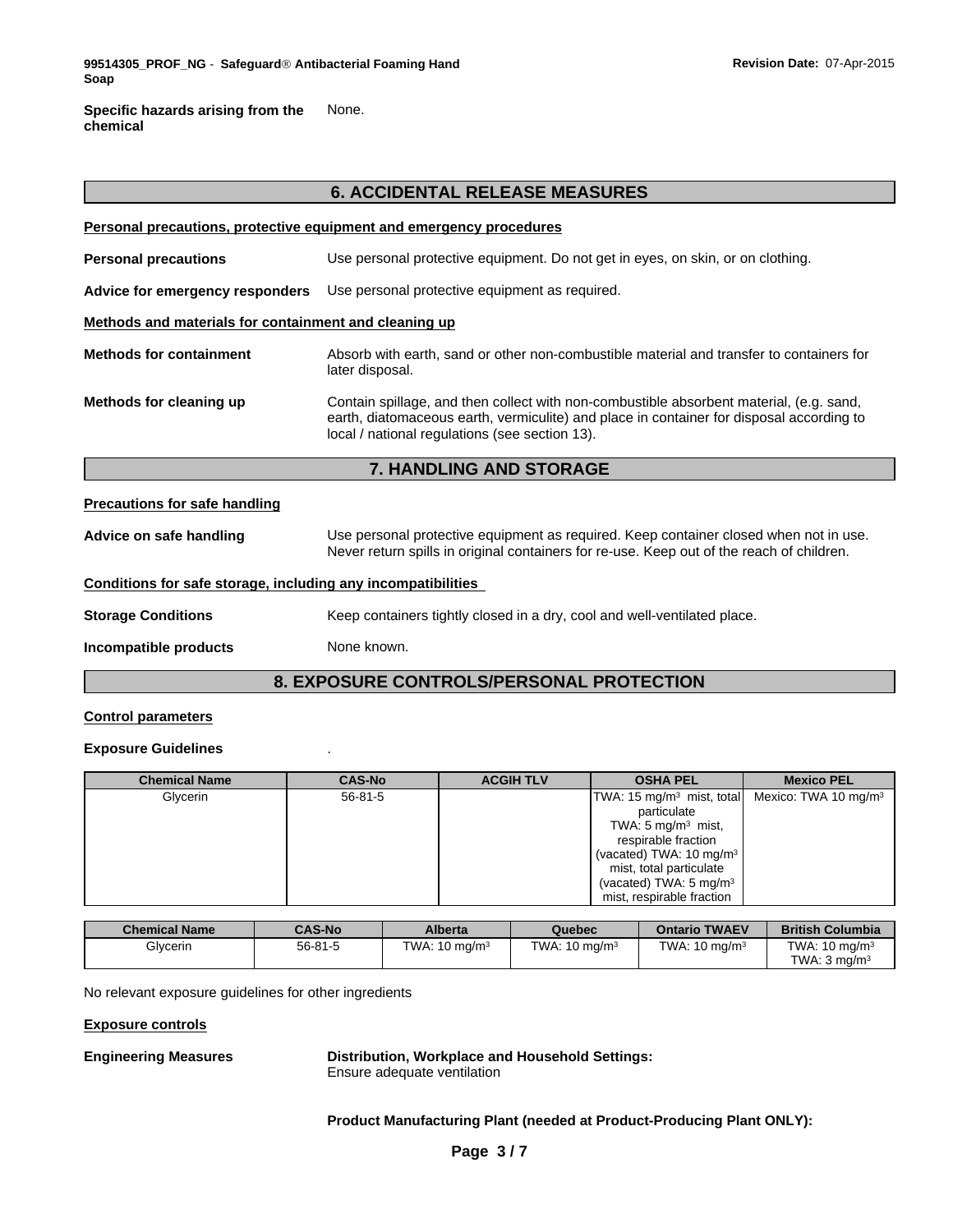**Specific hazards arising from the chemical** None.

## 6. ACCIDENTAL RELEASE MEASURES

**Personal precautions, protective equipment and emergency procedures**

**Personal precautions** Use personal protective equipment. Do not get in eyes, on skin, or on clothing.

**Advice for emergency responders** Use personal protective equipment as required.

**Methods and materials for containment and cleaning up**

**Methods for containment** Absorb with earth, sand or other non-combustible material and transfer to containers for later disposal.

**Methods for cleaning up** Contain spillage, and then collect with non-combustible absorbent material, (e.g. sand, earth, diatomaceous earth, vermiculite) and place in container for disposal according to local / national regulations (see section 13).

## 7. HANDLING AND STORAGE

**Precautions for safe handling**

**Advice on safe handling** Use personal protective equipment as required. Keep container closed when not in use. Never return spills in original containers for re-use. Keep out of the reach of children.

**Conditions for safe storage, including any incompatibilities**

**Storage Conditions** Keep containers tightly closed in a dry, cool and well-ventilated place.

**Incompatible products** None known.

## 8. EXPOSURE CONTROLS/PERSONAL PROTECTION

**Control parameters**

**Exposure Guidelines** .

| Chemical Name | CAS-No | ACGIH TLV | OSHA PEL | Mexico PEL |
|---|---|---|---|---|
| Glycerin | 56-81-5 | | TWA: 15 mg/m³ mist, total particulate<br>TWA: 5 mg/m³ mist, respirable fraction<br>(vacated) TWA: 10 mg/m³ mist, total particulate<br>(vacated) TWA: 5 mg/m³ mist, respirable fraction | Mexico: TWA 10 mg/m³ |

| Chemical Name | CAS-No | Alberta | Quebec | Ontario TWAEV | British Columbia |
|---|---|---|---|---|---|
| Glycerin | 56-81-5 | TWA: 10 mg/m³ | TWA: 10 mg/m³ | TWA: 10 mg/m³ | TWA: 10 mg/m³<br>TWA: 3 mg/m³ |

No relevant exposure guidelines for other ingredients

**Exposure controls**

**Engineering Measures** **Distribution, Workplace and Household Settings:**
Ensure adequate ventilation

**Product Manufacturing Plant (needed at Product-Producing Plant ONLY):**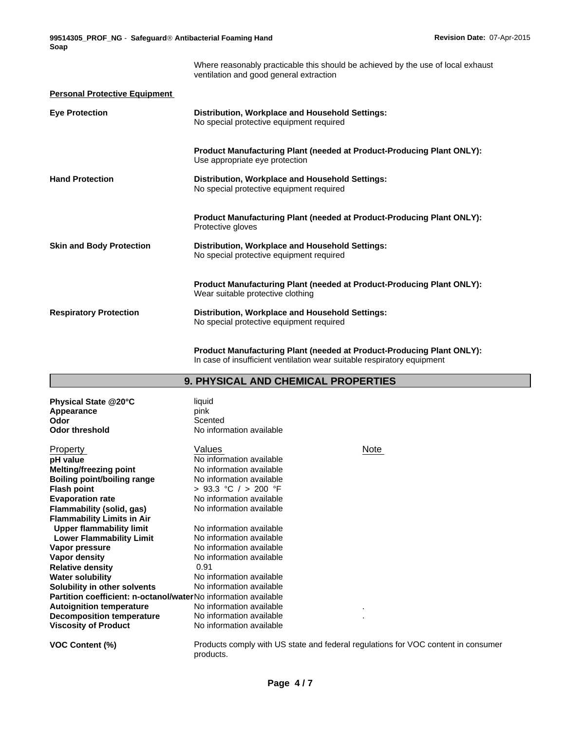Where reasonably practicable this should be achieved by the use of local exhaust ventilation and good general extraction

**Personal Protective Equipment**

| | |
|---|---|
| **Eye Protection** | **Distribution, Workplace and Household Settings:** No special protective equipment required |
| | **Product Manufacturing Plant (needed at Product-Producing Plant ONLY):** Use appropriate eye protection |
| **Hand Protection** | **Distribution, Workplace and Household Settings:** No special protective equipment required |
| | **Product Manufacturing Plant (needed at Product-Producing Plant ONLY):** Protective gloves |
| **Skin and Body Protection** | **Distribution, Workplace and Household Settings:** No special protective equipment required |
| | **Product Manufacturing Plant (needed at Product-Producing Plant ONLY):** Wear suitable protective clothing |
| **Respiratory Protection** | **Distribution, Workplace and Household Settings:** No special protective equipment required |
| | **Product Manufacturing Plant (needed at Product-Producing Plant ONLY):** In case of insufficient ventilation wear suitable respiratory equipment |

## 9. PHYSICAL AND CHEMICAL PROPERTIES

| | |
|---|---|
| **Physical State @20°C** | liquid |
| **Appearance** | pink |
| **Odor** | Scented |
| **Odor threshold** | No information available |

| Property | Values | Note |
|---|---|---|
| **pH value** | No information available | |
| **Melting/freezing point** | No information available | |
| **Boiling point/boiling range** | No information available | |
| **Flash point** | > 93.3 °C / > 200 °F | |
| **Evaporation rate** | No information available | |
| **Flammability (solid, gas)** | No information available | |
| **Flammability Limits in Air** | | |
| **Upper flammability limit** | No information available | |
| **Lower Flammability Limit** | No information available | |
| **Vapor pressure** | No information available | |
| **Vapor density** | No information available | |
| **Relative density** | 0.91 | |
| **Water solubility** | No information available | |
| **Solubility in other solvents** | No information available | |
| **Partition coefficient: n-octanol/water** | No information available | |
| **Autoignition temperature** | No information available | . |
| **Decomposition temperature** | No information available | . |
| **Viscosity of Product** | No information available | |

| | |
|---|---|
| **VOC Content (%)** | Products comply with US state and federal regulations for VOC content in consumer products. |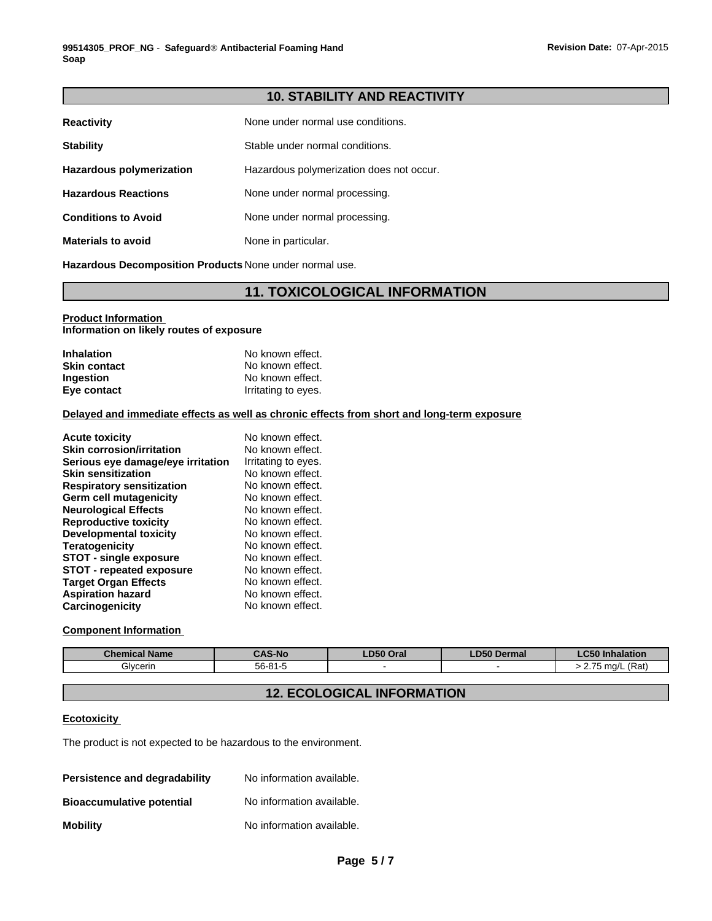## 10. STABILITY AND REACTIVITY

**Reactivity** None under normal use conditions.

**Stability** Stable under normal conditions.

**Hazardous polymerization** Hazardous polymerization does not occur.

**Hazardous Reactions** None under normal processing.

**Conditions to Avoid** None under normal processing.

**Materials to avoid** None in particular.

**Hazardous Decomposition Products** None under normal use.

## 11. TOXICOLOGICAL INFORMATION

**Product Information**
**Information on likely routes of exposure**

**Inhalation** No known effect.
**Skin contact** No known effect.
**Ingestion** No known effect.
**Eye contact** Irritating to eyes.

**Delayed and immediate effects as well as chronic effects from short and long-term exposure**

**Acute toxicity** No known effect.
**Skin corrosion/irritation** No known effect.
**Serious eye damage/eye irritation** Irritating to eyes.
**Skin sensitization** No known effect.
**Respiratory sensitization** No known effect.
**Germ cell mutagenicity** No known effect.
**Neurological Effects** No known effect.
**Reproductive toxicity** No known effect.
**Developmental toxicity** No known effect.
**Teratogenicity** No known effect.
**STOT - single exposure** No known effect.
**STOT - repeated exposure** No known effect.
**Target Organ Effects** No known effect.
**Aspiration hazard** No known effect.
**Carcinogenicity** No known effect.

**Component Information**

| Chemical Name | CAS-No | LD50 Oral | LD50 Dermal | LC50 Inhalation |
|---|---|---|---|---|
| Glycerin | 56-81-5 | - | - | > 2.75 mg/L (Rat) |

## 12. ECOLOGICAL INFORMATION

**Ecotoxicity**

The product is not expected to be hazardous to the environment.

**Persistence and degradability** No information available.

**Bioaccumulative potential** No information available.

**Mobility** No information available.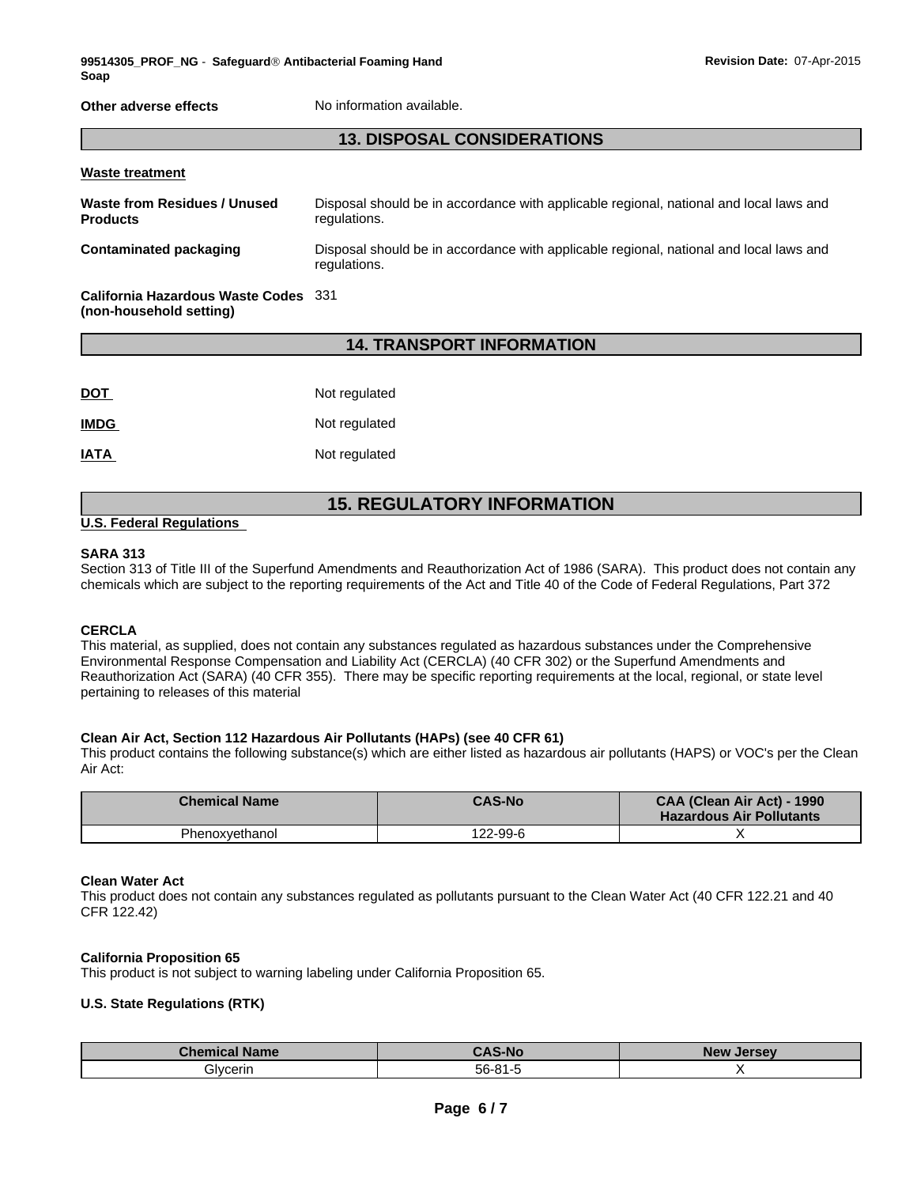**Other adverse effects** No information available.

## 13. DISPOSAL CONSIDERATIONS

**Waste treatment**

**Waste from Residues / Unused Products** Disposal should be in accordance with applicable regional, national and local laws and regulations.

**Contaminated packaging** Disposal should be in accordance with applicable regional, national and local laws and regulations.

**California Hazardous Waste Codes (non-household setting)** 331

## 14. TRANSPORT INFORMATION

**DOT** Not regulated

**IMDG** Not regulated

**IATA** Not regulated

## 15. REGULATORY INFORMATION

**U.S. Federal Regulations**

**SARA 313**
Section 313 of Title III of the Superfund Amendments and Reauthorization Act of 1986 (SARA). This product does not contain any chemicals which are subject to the reporting requirements of the Act and Title 40 of the Code of Federal Regulations, Part 372

**CERCLA**
This material, as supplied, does not contain any substances regulated as hazardous substances under the Comprehensive Environmental Response Compensation and Liability Act (CERCLA) (40 CFR 302) or the Superfund Amendments and Reauthorization Act (SARA) (40 CFR 355). There may be specific reporting requirements at the local, regional, or state level pertaining to releases of this material

**Clean Air Act, Section 112 Hazardous Air Pollutants (HAPs) (see 40 CFR 61)**
This product contains the following substance(s) which are either listed as hazardous air pollutants (HAPS) or VOC's per the Clean Air Act:

| Chemical Name | CAS-No | CAA (Clean Air Act) - 1990 Hazardous Air Pollutants |
|---|---|---|
| Phenoxyethanol | 122-99-6 | X |

**Clean Water Act**
This product does not contain any substances regulated as pollutants pursuant to the Clean Water Act (40 CFR 122.21 and 40 CFR 122.42)

**California Proposition 65**
This product is not subject to warning labeling under California Proposition 65.

**U.S. State Regulations (RTK)**

| Chemical Name | CAS-No | New Jersey |
|---|---|---|
| Glycerin | 56-81-5 | X |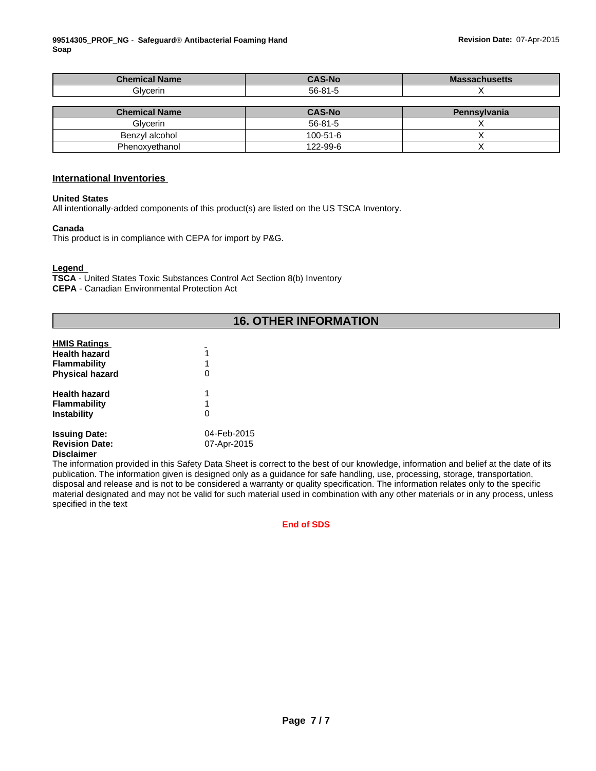| Chemical Name | CAS-No | Massachusetts |
|---|---|---|
| Glycerin | 56-81-5 | X |

| Chemical Name | CAS-No | Pennsylvania |
|---|---|---|
| Glycerin | 56-81-5 | X |
| Benzyl alcohol | 100-51-6 | X |
| Phenoxyethanol | 122-99-6 | X |

### International Inventories

**United States**
All intentionally-added components of this product(s) are listed on the US TSCA Inventory.

**Canada**
This product is in compliance with CEPA for import by P&G.

**Legend**
**TSCA** - United States Toxic Substances Control Act Section 8(b) Inventory
**CEPA** - Canadian Environmental Protection Act

## 16. OTHER INFORMATION

**HMIS Ratings**

| | |
|---|---|
| **Health hazard** | 1 |
| **Flammability** | 1 |
| **Physical hazard** | 0 |

| | |
|---|---|
| **Health hazard** | 1 |
| **Flammability** | 1 |
| **Instability** | 0 |

**Issuing Date:** 04-Feb-2015
**Revision Date:** 07-Apr-2015

**Disclaimer**
The information provided in this Safety Data Sheet is correct to the best of our knowledge, information and belief at the date of its publication. The information given is designed only as a guidance for safe handling, use, processing, storage, transportation, disposal and release and is not to be considered a warranty or quality specification. The information relates only to the specific material designated and may not be valid for such material used in combination with any other materials or in any process, unless specified in the text

**End of SDS**